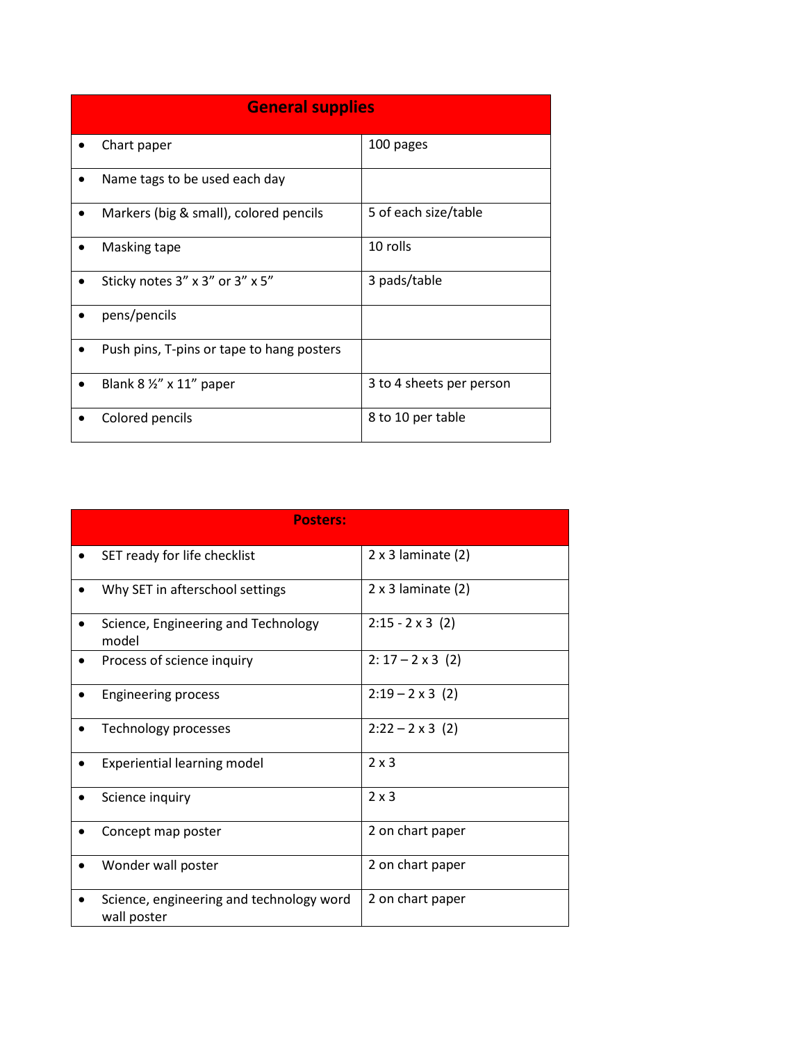| General supplies | |
|---|---|
| • Chart paper | 100 pages |
| • Name tags to be used each day | |
| • Markers (big & small), colored pencils | 5 of each size/table |
| • Masking tape | 10 rolls |
| • Sticky notes 3” x 3” or 3” x 5” | 3 pads/table |
| • pens/pencils | |
| • Push pins, T-pins or tape to hang posters | |
| • Blank 8 ½” x 11” paper | 3 to 4 sheets per person |
| • Colored pencils | 8 to 10 per table |

| Posters: | |
|---|---|
| • SET ready for life checklist | 2 x 3 laminate (2) |
| • Why SET in afterschool settings | 2 x 3 laminate (2) |
| • Science, Engineering and Technology model | 2:15 - 2 x 3 (2) |
| • Process of science inquiry | 2: 17 – 2 x 3 (2) |
| • Engineering process | 2:19 – 2 x 3 (2) |
| • Technology processes | 2:22 – 2 x 3 (2) |
| • Experiential learning model | 2 x 3 |
| • Science inquiry | 2 x 3 |
| • Concept map poster | 2 on chart paper |
| • Wonder wall poster | 2 on chart paper |
| • Science, engineering and technology word wall poster | 2 on chart paper |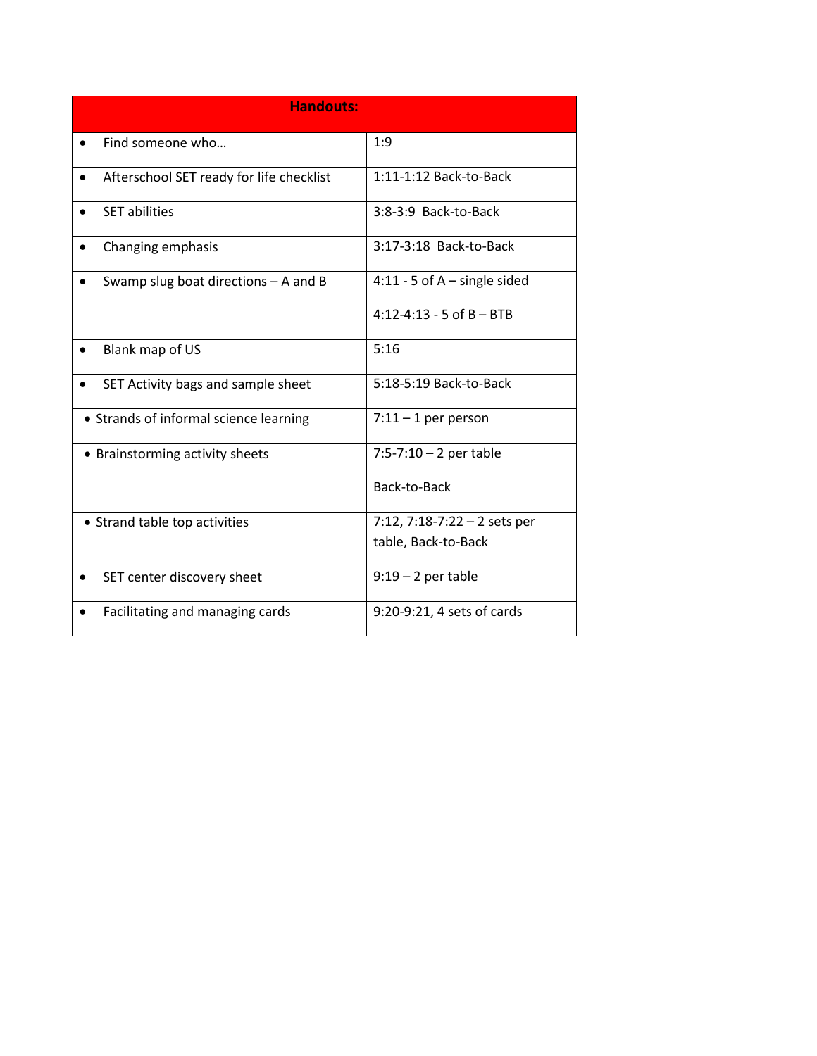| **Handouts:** | |
|---|---|
| • Find someone who… | 1:9 |
| • Afterschool SET ready for life checklist | 1:11-1:12 Back-to-Back |
| • SET abilities | 3:8-3:9 Back-to-Back |
| • Changing emphasis | 3:17-3:18 Back-to-Back |
| • Swamp slug boat directions – A and B | 4:11 - 5 of A – single sided<br><br>4:12-4:13 - 5 of B – BTB |
| • Blank map of US | 5:16 |
| • SET Activity bags and sample sheet | 5:18-5:19 Back-to-Back |
| • Strands of informal science learning | 7:11 – 1 per person |
| • Brainstorming activity sheets | 7:5-7:10 – 2 per table<br><br>Back-to-Back |
| • Strand table top activities | 7:12, 7:18-7:22 – 2 sets per table, Back-to-Back |
| • SET center discovery sheet | 9:19 – 2 per table |
| • Facilitating and managing cards | 9:20-9:21, 4 sets of cards |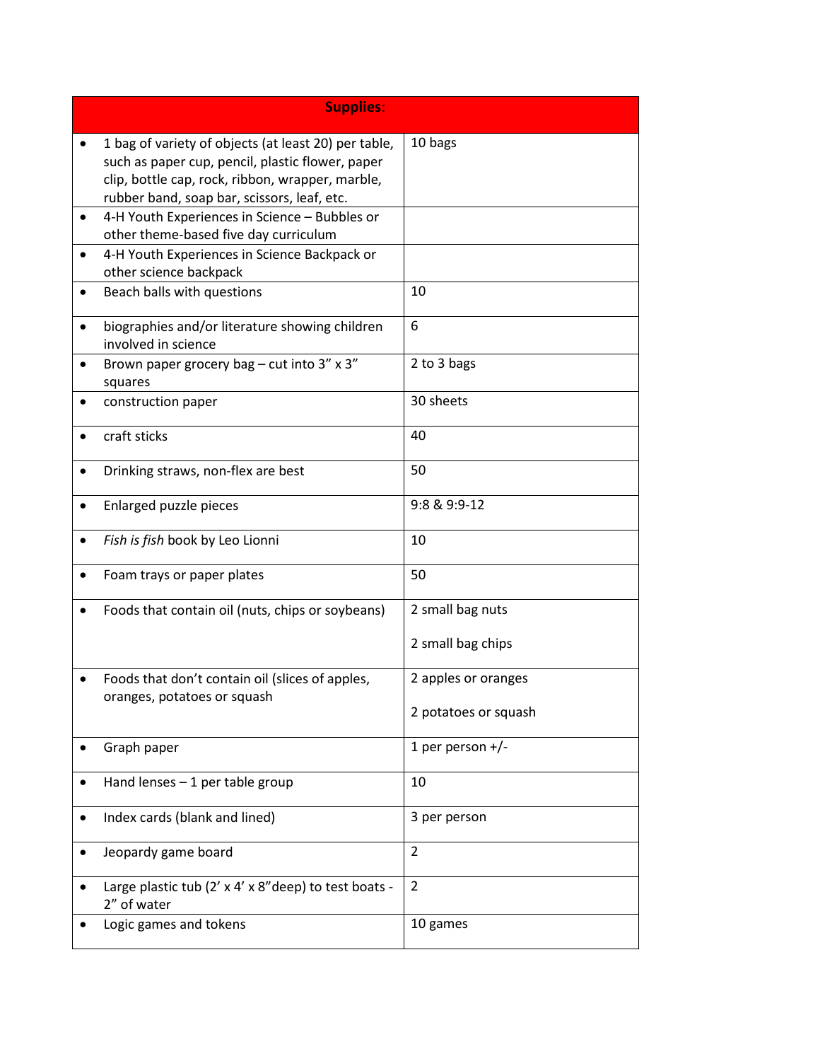| **Supplies**: | |
|---|---|
| • 1 bag of variety of objects (at least 20) per table, such as paper cup, pencil, plastic flower, paper clip, bottle cap, rock, ribbon, wrapper, marble, rubber band, soap bar, scissors, leaf, etc. | 10 bags |
| • 4-H Youth Experiences in Science – Bubbles or other theme-based five day curriculum | |
| • 4-H Youth Experiences in Science Backpack or other science backpack | |
| • Beach balls with questions | 10 |
| • biographies and/or literature showing children involved in science | 6 |
| • Brown paper grocery bag – cut into 3" x 3" squares | 2 to 3 bags |
| • construction paper | 30 sheets |
| • craft sticks | 40 |
| • Drinking straws, non-flex are best | 50 |
| • Enlarged puzzle pieces | 9:8 & 9:9-12 |
| • *Fish is fish* book by Leo Lionni | 10 |
| • Foam trays or paper plates | 50 |
| • Foods that contain oil (nuts, chips or soybeans) | 2 small bag nuts<br><br>2 small bag chips |
| • Foods that don't contain oil (slices of apples, oranges, potatoes or squash | 2 apples or oranges<br><br>2 potatoes or squash |
| • Graph paper | 1 per person +/- |
| • Hand lenses – 1 per table group | 10 |
| • Index cards (blank and lined) | 3 per person |
| • Jeopardy game board | 2 |
| • Large plastic tub (2' x 4' x 8"deep) to test boats - 2" of water | 2 |
| • Logic games and tokens | 10 games |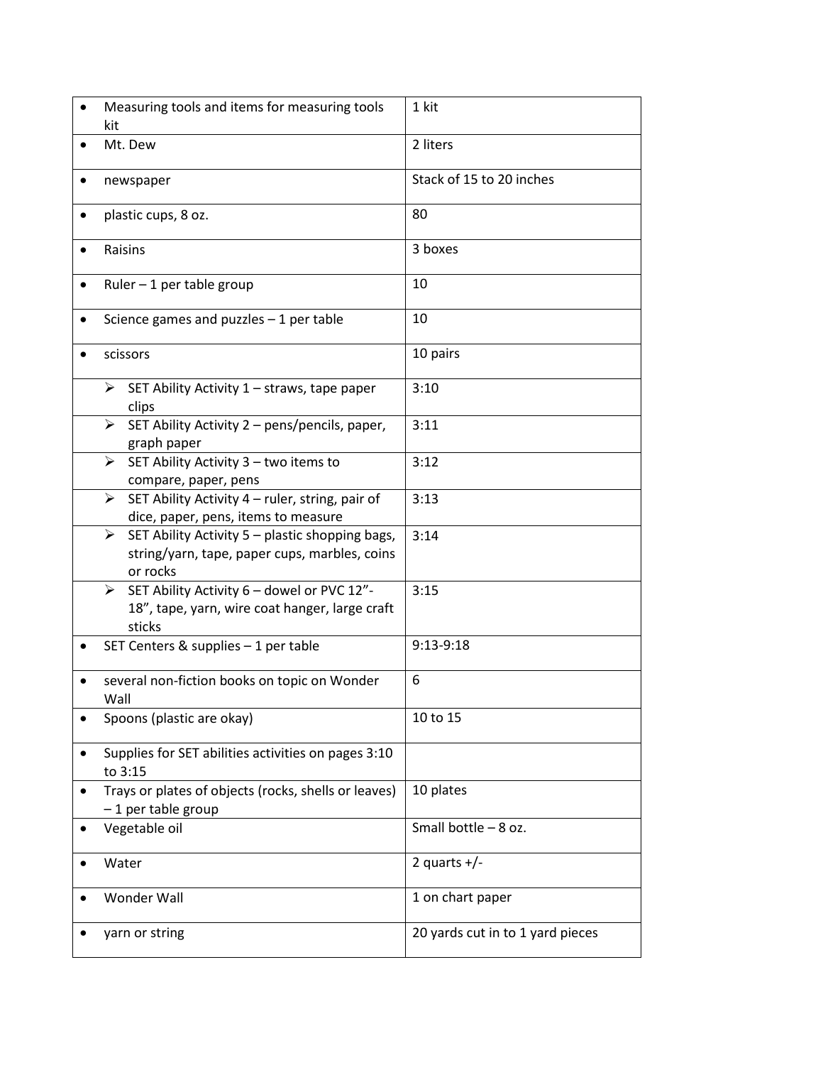| | |
|---|---|
| • Measuring tools and items for measuring tools kit | 1 kit |
| • Mt. Dew | 2 liters |
| • newspaper | Stack of 15 to 20 inches |
| • plastic cups, 8 oz. | 80 |
| • Raisins | 3 boxes |
| • Ruler – 1 per table group | 10 |
| • Science games and puzzles – 1 per table | 10 |
| • scissors | 10 pairs |
| ➢ SET Ability Activity 1 – straws, tape paper clips | 3:10 |
| ➢ SET Ability Activity 2 – pens/pencils, paper, graph paper | 3:11 |
| ➢ SET Ability Activity 3 – two items to compare, paper, pens | 3:12 |
| ➢ SET Ability Activity 4 – ruler, string, pair of dice, paper, pens, items to measure | 3:13 |
| ➢ SET Ability Activity 5 – plastic shopping bags, string/yarn, tape, paper cups, marbles, coins or rocks | 3:14 |
| ➢ SET Ability Activity 6 – dowel or PVC 12"-18", tape, yarn, wire coat hanger, large craft sticks | 3:15 |
| • SET Centers & supplies – 1 per table | 9:13-9:18 |
| • several non-fiction books on topic on Wonder Wall | 6 |
| • Spoons (plastic are okay) | 10 to 15 |
| • Supplies for SET abilities activities on pages 3:10 to 3:15 | |
| • Trays or plates of objects (rocks, shells or leaves) – 1 per table group | 10 plates |
| • Vegetable oil | Small bottle – 8 oz. |
| • Water | 2 quarts +/- |
| • Wonder Wall | 1 on chart paper |
| • yarn or string | 20 yards cut in to 1 yard pieces |